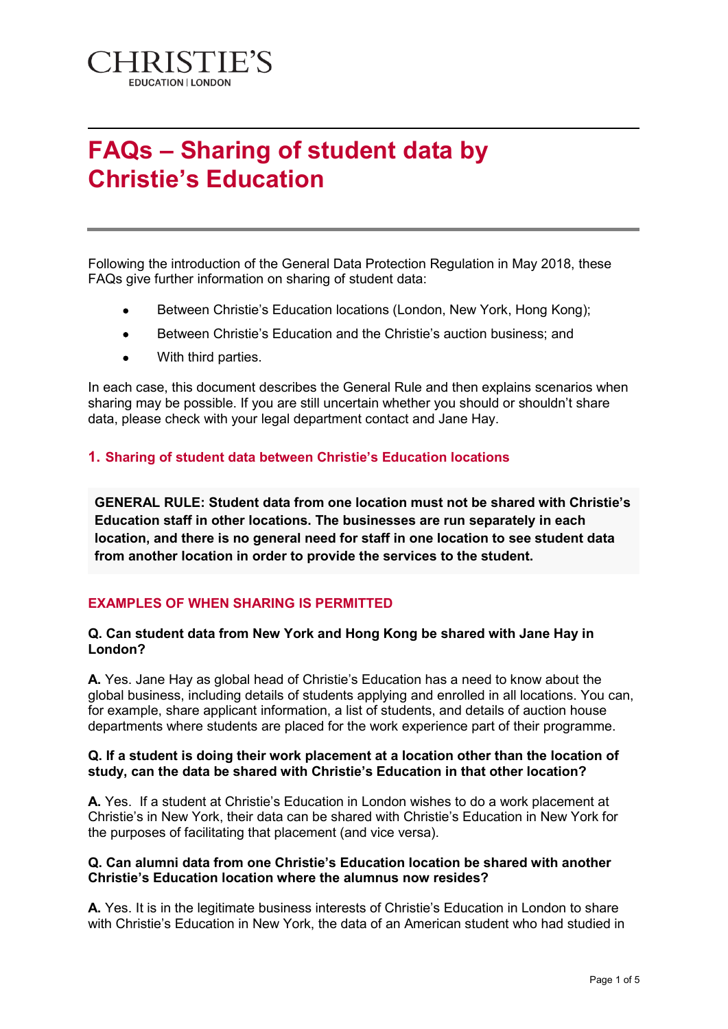CHRISTIE'S
EDUCATION | LONDON

# FAQs – Sharing of student data by Christie's Education

Following the introduction of the General Data Protection Regulation in May 2018, these FAQs give further information on sharing of student data:

- Between Christie's Education locations (London, New York, Hong Kong);
- Between Christie's Education and the Christie's auction business; and
- With third parties.

In each case, this document describes the General Rule and then explains scenarios when sharing may be possible. If you are still uncertain whether you should or shouldn't share data, please check with your legal department contact and Jane Hay.

## 1. Sharing of student data between Christie's Education locations

**GENERAL RULE: Student data from one location must not be shared with Christie's Education staff in other locations. The businesses are run separately in each location, and there is no general need for staff in one location to see student data from another location in order to provide the services to the student.**

### EXAMPLES OF WHEN SHARING IS PERMITTED

**Q. Can student data from New York and Hong Kong be shared with Jane Hay in London?**

**A.** Yes. Jane Hay as global head of Christie's Education has a need to know about the global business, including details of students applying and enrolled in all locations. You can, for example, share applicant information, a list of students, and details of auction house departments where students are placed for the work experience part of their programme.

**Q. If a student is doing their work placement at a location other than the location of study, can the data be shared with Christie's Education in that other location?**

**A.** Yes. If a student at Christie's Education in London wishes to do a work placement at Christie's in New York, their data can be shared with Christie's Education in New York for the purposes of facilitating that placement (and vice versa).

**Q. Can alumni data from one Christie's Education location be shared with another Christie's Education location where the alumnus now resides?**

**A.** Yes. It is in the legitimate business interests of Christie's Education in London to share with Christie's Education in New York, the data of an American student who had studied in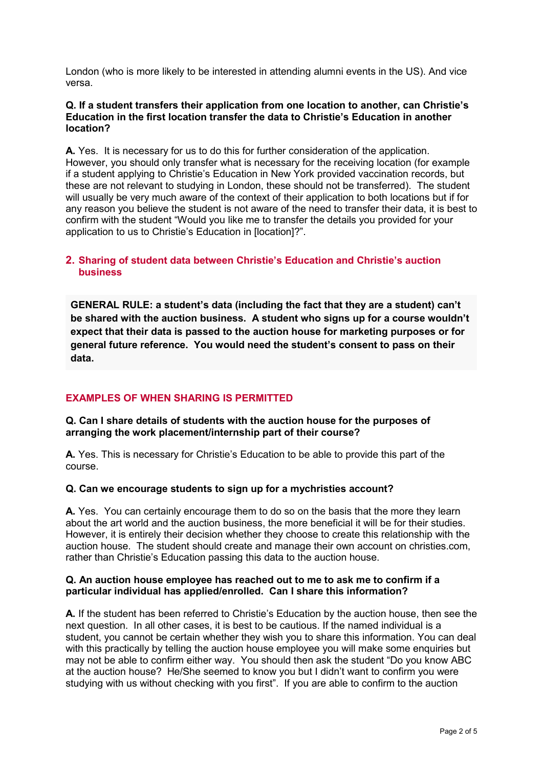London (who is more likely to be interested in attending alumni events in the US). And vice versa.

**Q. If a student transfers their application from one location to another, can Christie's Education in the first location transfer the data to Christie's Education in another location?**

**A.** Yes. It is necessary for us to do this for further consideration of the application. However, you should only transfer what is necessary for the receiving location (for example if a student applying to Christie's Education in New York provided vaccination records, but these are not relevant to studying in London, these should not be transferred). The student will usually be very much aware of the context of their application to both locations but if for any reason you believe the student is not aware of the need to transfer their data, it is best to confirm with the student "Would you like me to transfer the details you provided for your application to us to Christie's Education in [location]?".

## 2. Sharing of student data between Christie's Education and Christie's auction business

**GENERAL RULE: a student's data (including the fact that they are a student) can't be shared with the auction business. A student who signs up for a course wouldn't expect that their data is passed to the auction house for marketing purposes or for general future reference. You would need the student's consent to pass on their data.**

### EXAMPLES OF WHEN SHARING IS PERMITTED

**Q. Can I share details of students with the auction house for the purposes of arranging the work placement/internship part of their course?**

**A.** Yes. This is necessary for Christie's Education to be able to provide this part of the course.

**Q. Can we encourage students to sign up for a mychristies account?**

**A.** Yes. You can certainly encourage them to do so on the basis that the more they learn about the art world and the auction business, the more beneficial it will be for their studies. However, it is entirely their decision whether they choose to create this relationship with the auction house. The student should create and manage their own account on christies.com, rather than Christie's Education passing this data to the auction house.

**Q. An auction house employee has reached out to me to ask me to confirm if a particular individual has applied/enrolled. Can I share this information?**

**A.** If the student has been referred to Christie's Education by the auction house, then see the next question. In all other cases, it is best to be cautious. If the named individual is a student, you cannot be certain whether they wish you to share this information. You can deal with this practically by telling the auction house employee you will make some enquiries but may not be able to confirm either way. You should then ask the student "Do you know ABC at the auction house? He/She seemed to know you but I didn't want to confirm you were studying with us without checking with you first". If you are able to confirm to the auction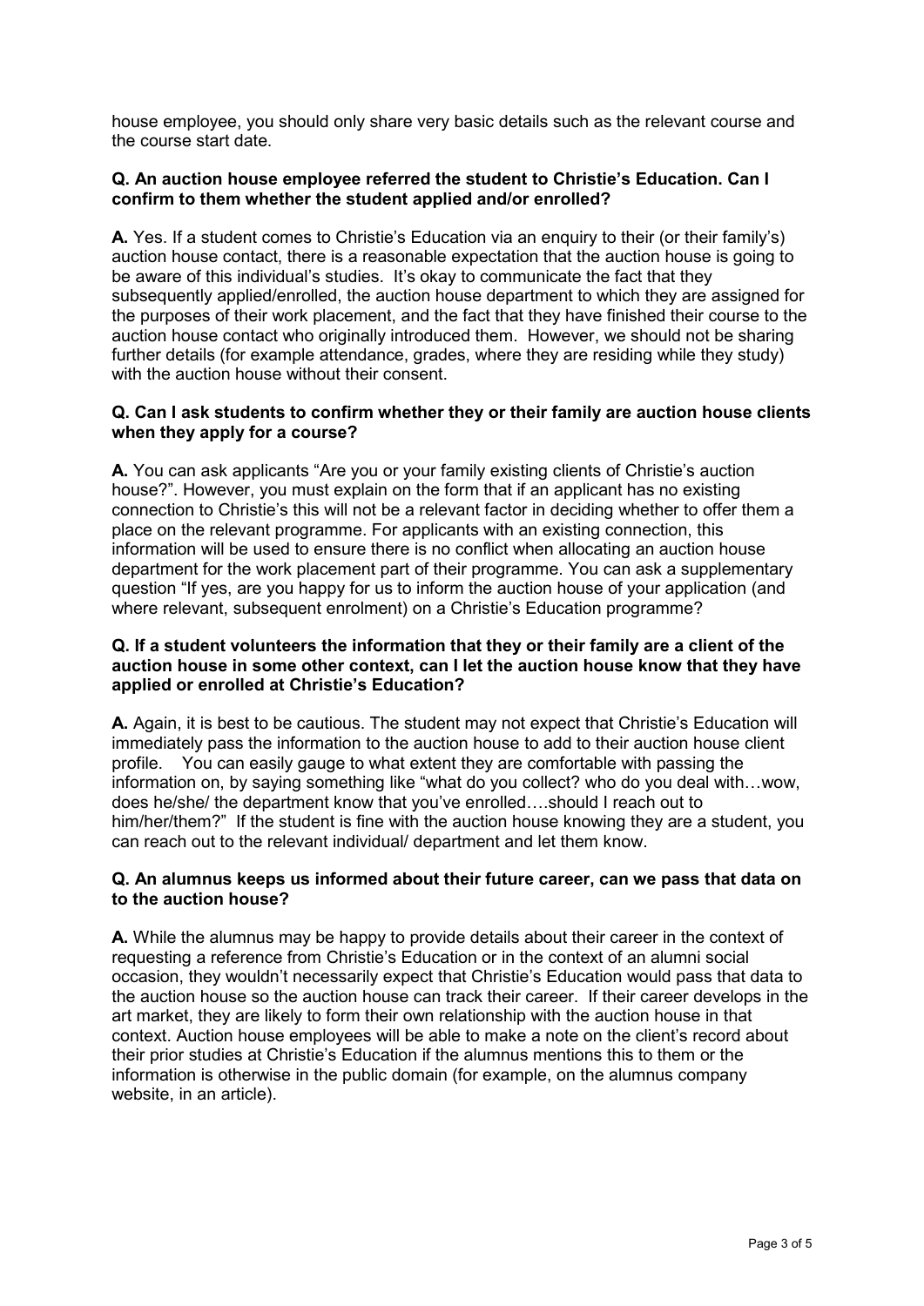house employee, you should only share very basic details such as the relevant course and the course start date.

**Q. An auction house employee referred the student to Christie's Education. Can I confirm to them whether the student applied and/or enrolled?**

**A.** Yes. If a student comes to Christie's Education via an enquiry to their (or their family's) auction house contact, there is a reasonable expectation that the auction house is going to be aware of this individual's studies. It's okay to communicate the fact that they subsequently applied/enrolled, the auction house department to which they are assigned for the purposes of their work placement, and the fact that they have finished their course to the auction house contact who originally introduced them. However, we should not be sharing further details (for example attendance, grades, where they are residing while they study) with the auction house without their consent.

**Q. Can I ask students to confirm whether they or their family are auction house clients when they apply for a course?**

**A.** You can ask applicants "Are you or your family existing clients of Christie's auction house?". However, you must explain on the form that if an applicant has no existing connection to Christie's this will not be a relevant factor in deciding whether to offer them a place on the relevant programme. For applicants with an existing connection, this information will be used to ensure there is no conflict when allocating an auction house department for the work placement part of their programme. You can ask a supplementary question "If yes, are you happy for us to inform the auction house of your application (and where relevant, subsequent enrolment) on a Christie's Education programme?

**Q. If a student volunteers the information that they or their family are a client of the auction house in some other context, can I let the auction house know that they have applied or enrolled at Christie's Education?**

**A.** Again, it is best to be cautious. The student may not expect that Christie's Education will immediately pass the information to the auction house to add to their auction house client profile. You can easily gauge to what extent they are comfortable with passing the information on, by saying something like "what do you collect? who do you deal with…wow, does he/she/ the department know that you've enrolled….should I reach out to him/her/them?" If the student is fine with the auction house knowing they are a student, you can reach out to the relevant individual/ department and let them know.

**Q. An alumnus keeps us informed about their future career, can we pass that data on to the auction house?**

**A.** While the alumnus may be happy to provide details about their career in the context of requesting a reference from Christie's Education or in the context of an alumni social occasion, they wouldn't necessarily expect that Christie's Education would pass that data to the auction house so the auction house can track their career. If their career develops in the art market, they are likely to form their own relationship with the auction house in that context. Auction house employees will be able to make a note on the client's record about their prior studies at Christie's Education if the alumnus mentions this to them or the information is otherwise in the public domain (for example, on the alumnus company website, in an article).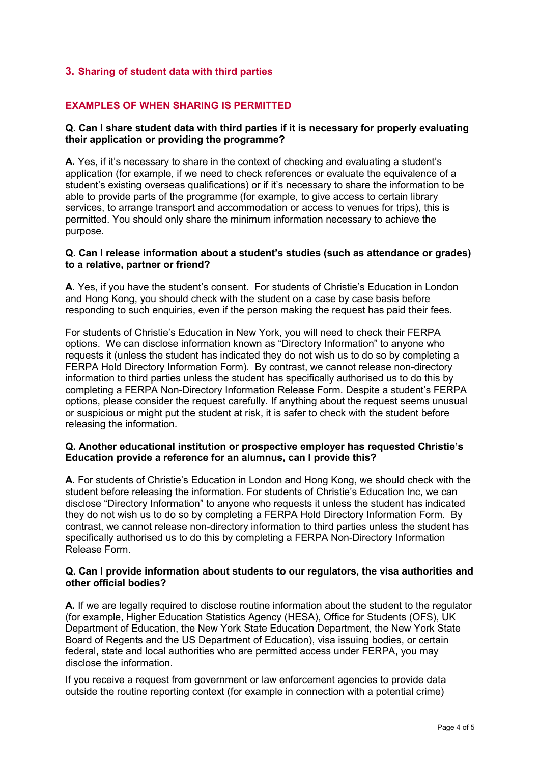## 3. Sharing of student data with third parties

### EXAMPLES OF WHEN SHARING IS PERMITTED

**Q. Can I share student data with third parties if it is necessary for properly evaluating their application or providing the programme?**

**A.** Yes, if it's necessary to share in the context of checking and evaluating a student's application (for example, if we need to check references or evaluate the equivalence of a student's existing overseas qualifications) or if it's necessary to share the information to be able to provide parts of the programme (for example, to give access to certain library services, to arrange transport and accommodation or access to venues for trips), this is permitted. You should only share the minimum information necessary to achieve the purpose.

**Q. Can I release information about a student's studies (such as attendance or grades) to a relative, partner or friend?**

**A**. Yes, if you have the student's consent. For students of Christie's Education in London and Hong Kong, you should check with the student on a case by case basis before responding to such enquiries, even if the person making the request has paid their fees.

For students of Christie's Education in New York, you will need to check their FERPA options. We can disclose information known as "Directory Information" to anyone who requests it (unless the student has indicated they do not wish us to do so by completing a FERPA Hold Directory Information Form). By contrast, we cannot release non-directory information to third parties unless the student has specifically authorised us to do this by completing a FERPA Non-Directory Information Release Form. Despite a student's FERPA options, please consider the request carefully. If anything about the request seems unusual or suspicious or might put the student at risk, it is safer to check with the student before releasing the information.

**Q. Another educational institution or prospective employer has requested Christie's Education provide a reference for an alumnus, can I provide this?**

**A.** For students of Christie's Education in London and Hong Kong, we should check with the student before releasing the information. For students of Christie's Education Inc, we can disclose "Directory Information" to anyone who requests it unless the student has indicated they do not wish us to do so by completing a FERPA Hold Directory Information Form. By contrast, we cannot release non-directory information to third parties unless the student has specifically authorised us to do this by completing a FERPA Non-Directory Information Release Form.

**Q. Can I provide information about students to our regulators, the visa authorities and other official bodies?**

**A.** If we are legally required to disclose routine information about the student to the regulator (for example, Higher Education Statistics Agency (HESA), Office for Students (OFS), UK Department of Education, the New York State Education Department, the New York State Board of Regents and the US Department of Education), visa issuing bodies, or certain federal, state and local authorities who are permitted access under FERPA, you may disclose the information.

If you receive a request from government or law enforcement agencies to provide data outside the routine reporting context (for example in connection with a potential crime)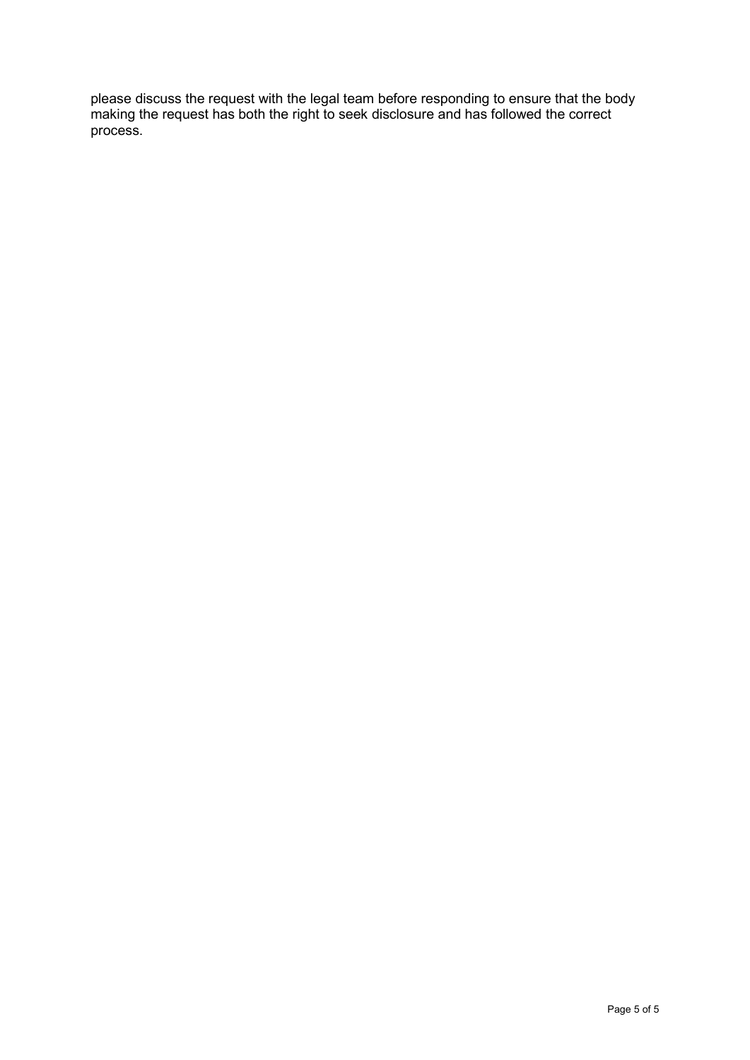please discuss the request with the legal team before responding to ensure that the body making the request has both the right to seek disclosure and has followed the correct process.